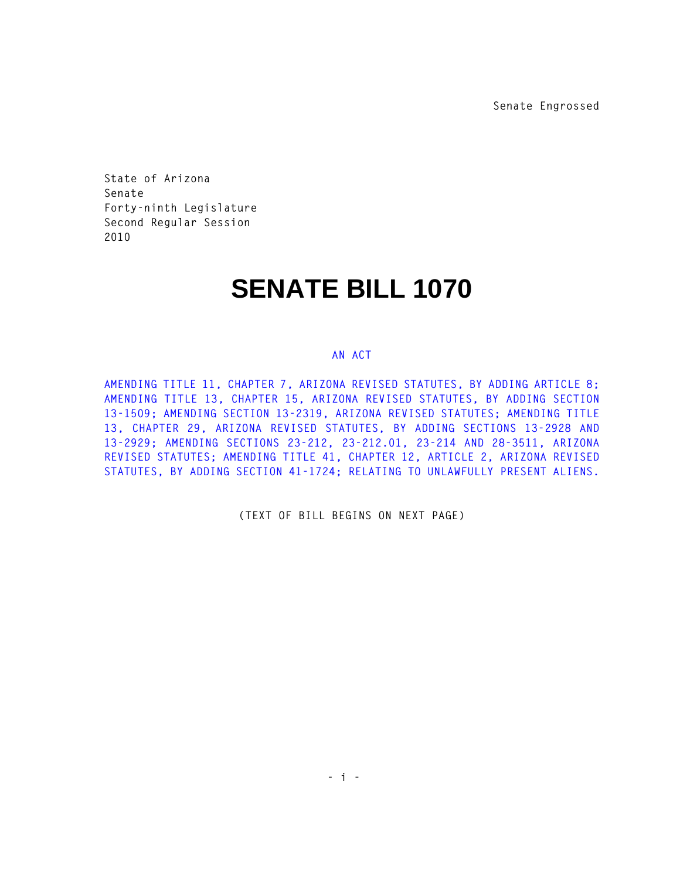Senate Engrossed

State of Arizona
Senate
Forty-ninth Legislature
Second Regular Session
2010

# SENATE BILL 1070

AN ACT

AMENDING TITLE 11, CHAPTER 7, ARIZONA REVISED STATUTES, BY ADDING ARTICLE 8; AMENDING TITLE 13, CHAPTER 15, ARIZONA REVISED STATUTES, BY ADDING SECTION 13-1509; AMENDING SECTION 13-2319, ARIZONA REVISED STATUTES; AMENDING TITLE 13, CHAPTER 29, ARIZONA REVISED STATUTES, BY ADDING SECTIONS 13-2928 AND 13-2929; AMENDING SECTIONS 23-212, 23-212.01, 23-214 AND 28-3511, ARIZONA REVISED STATUTES; AMENDING TITLE 41, CHAPTER 12, ARTICLE 2, ARIZONA REVISED STATUTES, BY ADDING SECTION 41-1724; RELATING TO UNLAWFULLY PRESENT ALIENS.

(TEXT OF BILL BEGINS ON NEXT PAGE)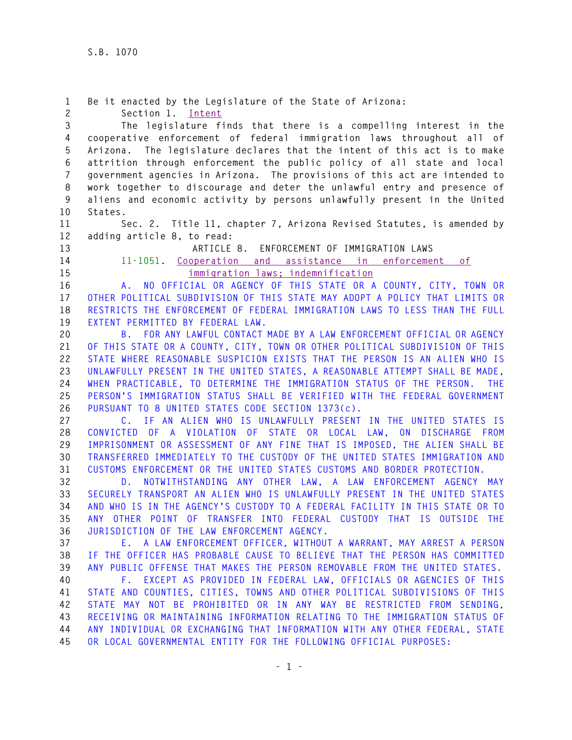S.B. 1070

Be it enacted by the Legislature of the State of Arizona:

Section 1. Intent

The legislature finds that there is a compelling interest in the cooperative enforcement of federal immigration laws throughout all of Arizona. The legislature declares that the intent of this act is to make attrition through enforcement the public policy of all state and local government agencies in Arizona. The provisions of this act are intended to work together to discourage and deter the unlawful entry and presence of aliens and economic activity by persons unlawfully present in the United States.

Sec. 2. Title 11, chapter 7, Arizona Revised Statutes, is amended by adding article 8, to read:

ARTICLE 8. ENFORCEMENT OF IMMIGRATION LAWS

11-1051. Cooperation and assistance in enforcement of immigration laws; indemnification

A. NO OFFICIAL OR AGENCY OF THIS STATE OR A COUNTY, CITY, TOWN OR OTHER POLITICAL SUBDIVISION OF THIS STATE MAY ADOPT A POLICY THAT LIMITS OR RESTRICTS THE ENFORCEMENT OF FEDERAL IMMIGRATION LAWS TO LESS THAN THE FULL EXTENT PERMITTED BY FEDERAL LAW.

B. FOR ANY LAWFUL CONTACT MADE BY A LAW ENFORCEMENT OFFICIAL OR AGENCY OF THIS STATE OR A COUNTY, CITY, TOWN OR OTHER POLITICAL SUBDIVISION OF THIS STATE WHERE REASONABLE SUSPICION EXISTS THAT THE PERSON IS AN ALIEN WHO IS UNLAWFULLY PRESENT IN THE UNITED STATES, A REASONABLE ATTEMPT SHALL BE MADE, WHEN PRACTICABLE, TO DETERMINE THE IMMIGRATION STATUS OF THE PERSON. THE PERSON'S IMMIGRATION STATUS SHALL BE VERIFIED WITH THE FEDERAL GOVERNMENT PURSUANT TO 8 UNITED STATES CODE SECTION 1373(c).

C. IF AN ALIEN WHO IS UNLAWFULLY PRESENT IN THE UNITED STATES IS CONVICTED OF A VIOLATION OF STATE OR LOCAL LAW, ON DISCHARGE FROM IMPRISONMENT OR ASSESSMENT OF ANY FINE THAT IS IMPOSED, THE ALIEN SHALL BE TRANSFERRED IMMEDIATELY TO THE CUSTODY OF THE UNITED STATES IMMIGRATION AND CUSTOMS ENFORCEMENT OR THE UNITED STATES CUSTOMS AND BORDER PROTECTION.

D. NOTWITHSTANDING ANY OTHER LAW, A LAW ENFORCEMENT AGENCY MAY SECURELY TRANSPORT AN ALIEN WHO IS UNLAWFULLY PRESENT IN THE UNITED STATES AND WHO IS IN THE AGENCY'S CUSTODY TO A FEDERAL FACILITY IN THIS STATE OR TO ANY OTHER POINT OF TRANSFER INTO FEDERAL CUSTODY THAT IS OUTSIDE THE JURISDICTION OF THE LAW ENFORCEMENT AGENCY.

E. A LAW ENFORCEMENT OFFICER, WITHOUT A WARRANT, MAY ARREST A PERSON IF THE OFFICER HAS PROBABLE CAUSE TO BELIEVE THAT THE PERSON HAS COMMITTED ANY PUBLIC OFFENSE THAT MAKES THE PERSON REMOVABLE FROM THE UNITED STATES.

F. EXCEPT AS PROVIDED IN FEDERAL LAW, OFFICIALS OR AGENCIES OF THIS STATE AND COUNTIES, CITIES, TOWNS AND OTHER POLITICAL SUBDIVISIONS OF THIS STATE MAY NOT BE PROHIBITED OR IN ANY WAY BE RESTRICTED FROM SENDING, RECEIVING OR MAINTAINING INFORMATION RELATING TO THE IMMIGRATION STATUS OF ANY INDIVIDUAL OR EXCHANGING THAT INFORMATION WITH ANY OTHER FEDERAL, STATE OR LOCAL GOVERNMENTAL ENTITY FOR THE FOLLOWING OFFICIAL PURPOSES: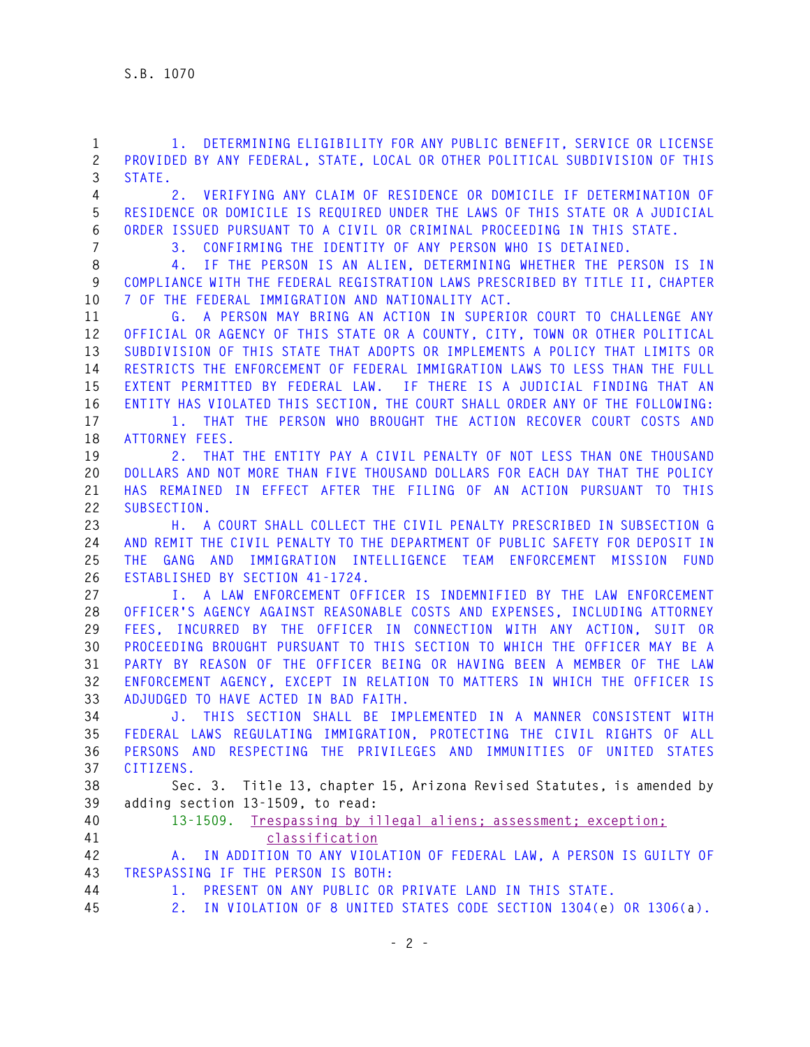1. DETERMINING ELIGIBILITY FOR ANY PUBLIC BENEFIT, SERVICE OR LICENSE PROVIDED BY ANY FEDERAL, STATE, LOCAL OR OTHER POLITICAL SUBDIVISION OF THIS STATE.

2. VERIFYING ANY CLAIM OF RESIDENCE OR DOMICILE IF DETERMINATION OF RESIDENCE OR DOMICILE IS REQUIRED UNDER THE LAWS OF THIS STATE OR A JUDICIAL ORDER ISSUED PURSUANT TO A CIVIL OR CRIMINAL PROCEEDING IN THIS STATE.

3. CONFIRMING THE IDENTITY OF ANY PERSON WHO IS DETAINED.

4. IF THE PERSON IS AN ALIEN, DETERMINING WHETHER THE PERSON IS IN COMPLIANCE WITH THE FEDERAL REGISTRATION LAWS PRESCRIBED BY TITLE II, CHAPTER 7 OF THE FEDERAL IMMIGRATION AND NATIONALITY ACT.

G. A PERSON MAY BRING AN ACTION IN SUPERIOR COURT TO CHALLENGE ANY OFFICIAL OR AGENCY OF THIS STATE OR A COUNTY, CITY, TOWN OR OTHER POLITICAL SUBDIVISION OF THIS STATE THAT ADOPTS OR IMPLEMENTS A POLICY THAT LIMITS OR RESTRICTS THE ENFORCEMENT OF FEDERAL IMMIGRATION LAWS TO LESS THAN THE FULL EXTENT PERMITTED BY FEDERAL LAW. IF THERE IS A JUDICIAL FINDING THAT AN ENTITY HAS VIOLATED THIS SECTION, THE COURT SHALL ORDER ANY OF THE FOLLOWING:

1. THAT THE PERSON WHO BROUGHT THE ACTION RECOVER COURT COSTS AND ATTORNEY FEES.

2. THAT THE ENTITY PAY A CIVIL PENALTY OF NOT LESS THAN ONE THOUSAND DOLLARS AND NOT MORE THAN FIVE THOUSAND DOLLARS FOR EACH DAY THAT THE POLICY HAS REMAINED IN EFFECT AFTER THE FILING OF AN ACTION PURSUANT TO THIS SUBSECTION.

H. A COURT SHALL COLLECT THE CIVIL PENALTY PRESCRIBED IN SUBSECTION G AND REMIT THE CIVIL PENALTY TO THE DEPARTMENT OF PUBLIC SAFETY FOR DEPOSIT IN THE GANG AND IMMIGRATION INTELLIGENCE TEAM ENFORCEMENT MISSION FUND ESTABLISHED BY SECTION 41-1724.

I. A LAW ENFORCEMENT OFFICER IS INDEMNIFIED BY THE LAW ENFORCEMENT OFFICER'S AGENCY AGAINST REASONABLE COSTS AND EXPENSES, INCLUDING ATTORNEY FEES, INCURRED BY THE OFFICER IN CONNECTION WITH ANY ACTION, SUIT OR PROCEEDING BROUGHT PURSUANT TO THIS SECTION TO WHICH THE OFFICER MAY BE A PARTY BY REASON OF THE OFFICER BEING OR HAVING BEEN A MEMBER OF THE LAW ENFORCEMENT AGENCY, EXCEPT IN RELATION TO MATTERS IN WHICH THE OFFICER IS ADJUDGED TO HAVE ACTED IN BAD FAITH.

J. THIS SECTION SHALL BE IMPLEMENTED IN A MANNER CONSISTENT WITH FEDERAL LAWS REGULATING IMMIGRATION, PROTECTING THE CIVIL RIGHTS OF ALL PERSONS AND RESPECTING THE PRIVILEGES AND IMMUNITIES OF UNITED STATES CITIZENS.

Sec. 3. Title 13, chapter 15, Arizona Revised Statutes, is amended by adding section 13-1509, to read:

13-1509. Trespassing by illegal aliens; assessment; exception; classification

A. IN ADDITION TO ANY VIOLATION OF FEDERAL LAW, A PERSON IS GUILTY OF TRESPASSING IF THE PERSON IS BOTH:

1. PRESENT ON ANY PUBLIC OR PRIVATE LAND IN THIS STATE.

2. IN VIOLATION OF 8 UNITED STATES CODE SECTION 1304(e) OR 1306(a).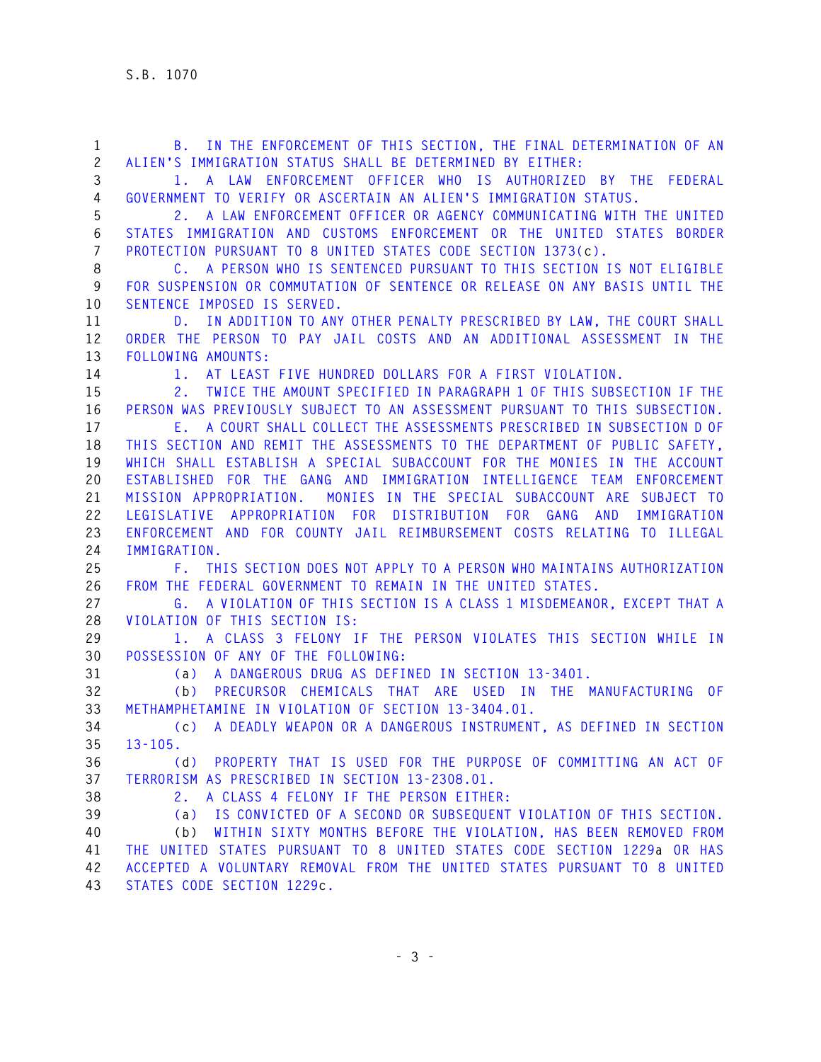B. IN THE ENFORCEMENT OF THIS SECTION, THE FINAL DETERMINATION OF AN ALIEN'S IMMIGRATION STATUS SHALL BE DETERMINED BY EITHER:

1. A LAW ENFORCEMENT OFFICER WHO IS AUTHORIZED BY THE FEDERAL GOVERNMENT TO VERIFY OR ASCERTAIN AN ALIEN'S IMMIGRATION STATUS.

2. A LAW ENFORCEMENT OFFICER OR AGENCY COMMUNICATING WITH THE UNITED STATES IMMIGRATION AND CUSTOMS ENFORCEMENT OR THE UNITED STATES BORDER PROTECTION PURSUANT TO 8 UNITED STATES CODE SECTION 1373(c).

C. A PERSON WHO IS SENTENCED PURSUANT TO THIS SECTION IS NOT ELIGIBLE FOR SUSPENSION OR COMMUTATION OF SENTENCE OR RELEASE ON ANY BASIS UNTIL THE SENTENCE IMPOSED IS SERVED.

D. IN ADDITION TO ANY OTHER PENALTY PRESCRIBED BY LAW, THE COURT SHALL ORDER THE PERSON TO PAY JAIL COSTS AND AN ADDITIONAL ASSESSMENT IN THE FOLLOWING AMOUNTS:

1. AT LEAST FIVE HUNDRED DOLLARS FOR A FIRST VIOLATION.

2. TWICE THE AMOUNT SPECIFIED IN PARAGRAPH 1 OF THIS SUBSECTION IF THE PERSON WAS PREVIOUSLY SUBJECT TO AN ASSESSMENT PURSUANT TO THIS SUBSECTION.

E. A COURT SHALL COLLECT THE ASSESSMENTS PRESCRIBED IN SUBSECTION D OF THIS SECTION AND REMIT THE ASSESSMENTS TO THE DEPARTMENT OF PUBLIC SAFETY, WHICH SHALL ESTABLISH A SPECIAL SUBACCOUNT FOR THE MONIES IN THE ACCOUNT ESTABLISHED FOR THE GANG AND IMMIGRATION INTELLIGENCE TEAM ENFORCEMENT MISSION APPROPRIATION. MONIES IN THE SPECIAL SUBACCOUNT ARE SUBJECT TO LEGISLATIVE APPROPRIATION FOR DISTRIBUTION FOR GANG AND IMMIGRATION ENFORCEMENT AND FOR COUNTY JAIL REIMBURSEMENT COSTS RELATING TO ILLEGAL IMMIGRATION.

F. THIS SECTION DOES NOT APPLY TO A PERSON WHO MAINTAINS AUTHORIZATION FROM THE FEDERAL GOVERNMENT TO REMAIN IN THE UNITED STATES.

G. A VIOLATION OF THIS SECTION IS A CLASS 1 MISDEMEANOR, EXCEPT THAT A VIOLATION OF THIS SECTION IS:

1. A CLASS 3 FELONY IF THE PERSON VIOLATES THIS SECTION WHILE IN POSSESSION OF ANY OF THE FOLLOWING:

(a) A DANGEROUS DRUG AS DEFINED IN SECTION 13-3401.

(b) PRECURSOR CHEMICALS THAT ARE USED IN THE MANUFACTURING OF METHAMPHETAMINE IN VIOLATION OF SECTION 13-3404.01.

(c) A DEADLY WEAPON OR A DANGEROUS INSTRUMENT, AS DEFINED IN SECTION 13-105.

(d) PROPERTY THAT IS USED FOR THE PURPOSE OF COMMITTING AN ACT OF TERRORISM AS PRESCRIBED IN SECTION 13-2308.01.

2. A CLASS 4 FELONY IF THE PERSON EITHER:

(a) IS CONVICTED OF A SECOND OR SUBSEQUENT VIOLATION OF THIS SECTION.

(b) WITHIN SIXTY MONTHS BEFORE THE VIOLATION, HAS BEEN REMOVED FROM THE UNITED STATES PURSUANT TO 8 UNITED STATES CODE SECTION 1229a OR HAS ACCEPTED A VOLUNTARY REMOVAL FROM THE UNITED STATES PURSUANT TO 8 UNITED STATES CODE SECTION 1229c.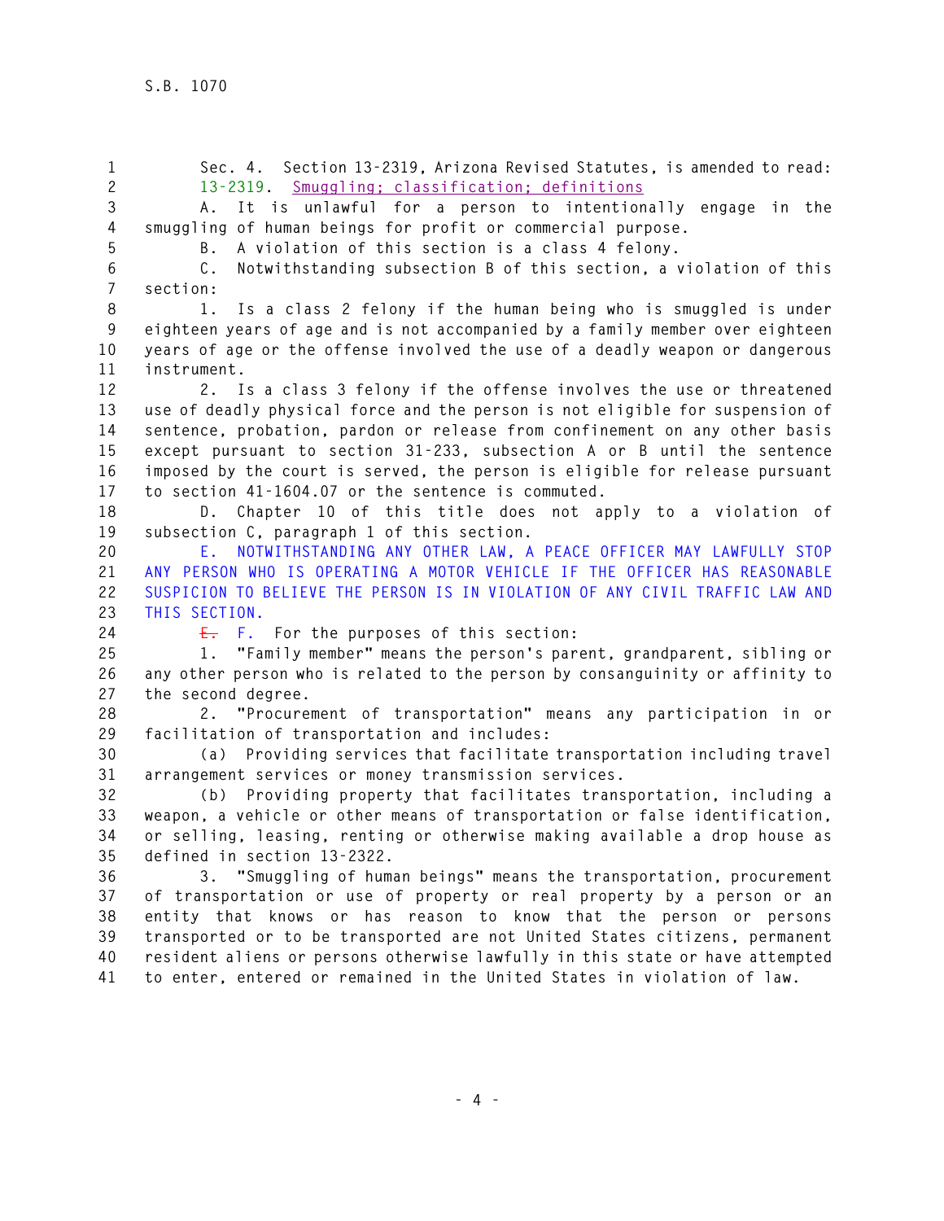Sec. 4. Section 13-2319, Arizona Revised Statutes, is amended to read:

13-2319. Smuggling; classification; definitions

A. It is unlawful for a person to intentionally engage in the smuggling of human beings for profit or commercial purpose.

B. A violation of this section is a class 4 felony.

C. Notwithstanding subsection B of this section, a violation of this section:

1. Is a class 2 felony if the human being who is smuggled is under eighteen years of age and is not accompanied by a family member over eighteen years of age or the offense involved the use of a deadly weapon or dangerous instrument.

2. Is a class 3 felony if the offense involves the use or threatened use of deadly physical force and the person is not eligible for suspension of sentence, probation, pardon or release from confinement on any other basis except pursuant to section 31-233, subsection A or B until the sentence imposed by the court is served, the person is eligible for release pursuant to section 41-1604.07 or the sentence is commuted.

D. Chapter 10 of this title does not apply to a violation of subsection C, paragraph 1 of this section.

E. NOTWITHSTANDING ANY OTHER LAW, A PEACE OFFICER MAY LAWFULLY STOP ANY PERSON WHO IS OPERATING A MOTOR VEHICLE IF THE OFFICER HAS REASONABLE SUSPICION TO BELIEVE THE PERSON IS IN VIOLATION OF ANY CIVIL TRAFFIC LAW AND THIS SECTION.

~~E.~~ F. For the purposes of this section:

1. "Family member" means the person's parent, grandparent, sibling or any other person who is related to the person by consanguinity or affinity to the second degree.

2. "Procurement of transportation" means any participation in or facilitation of transportation and includes:

(a) Providing services that facilitate transportation including travel arrangement services or money transmission services.

(b) Providing property that facilitates transportation, including a weapon, a vehicle or other means of transportation or false identification, or selling, leasing, renting or otherwise making available a drop house as defined in section 13-2322.

3. "Smuggling of human beings" means the transportation, procurement of transportation or use of property or real property by a person or an entity that knows or has reason to know that the person or persons transported or to be transported are not United States citizens, permanent resident aliens or persons otherwise lawfully in this state or have attempted to enter, entered or remained in the United States in violation of law.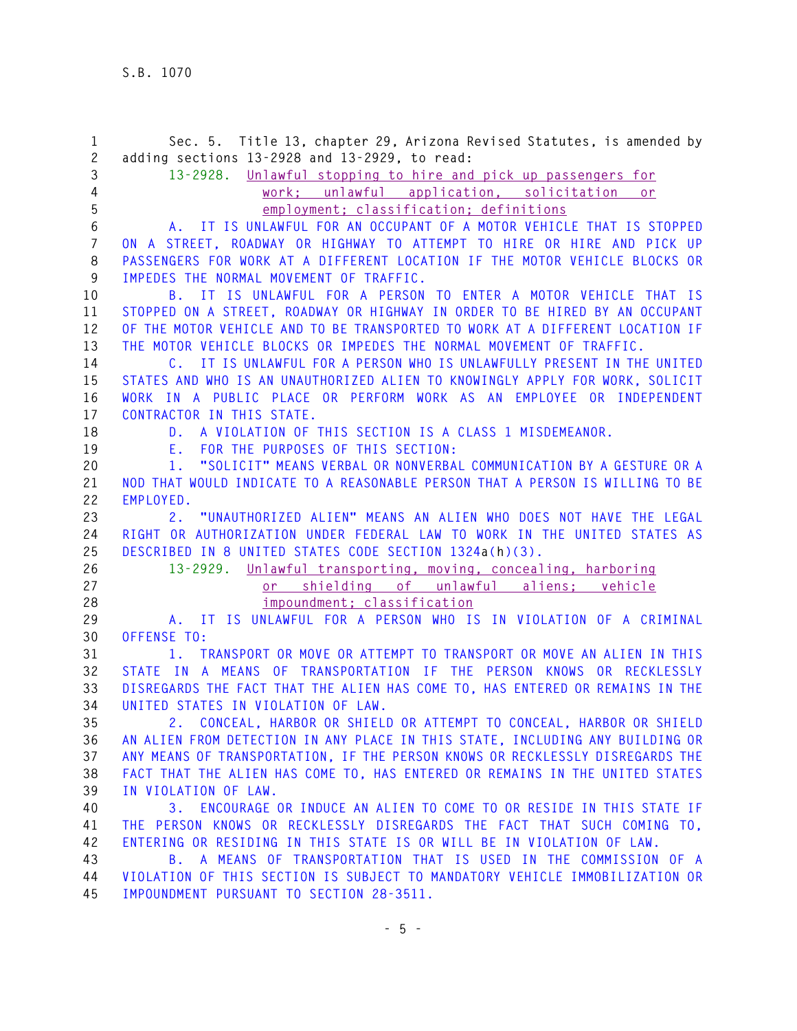Sec. 5. Title 13, chapter 29, Arizona Revised Statutes, is amended by adding sections 13-2928 and 13-2929, to read:

13-2928. Unlawful stopping to hire and pick up passengers for work; unlawful application, solicitation or employment; classification; definitions

A. IT IS UNLAWFUL FOR AN OCCUPANT OF A MOTOR VEHICLE THAT IS STOPPED ON A STREET, ROADWAY OR HIGHWAY TO ATTEMPT TO HIRE OR HIRE AND PICK UP PASSENGERS FOR WORK AT A DIFFERENT LOCATION IF THE MOTOR VEHICLE BLOCKS OR IMPEDES THE NORMAL MOVEMENT OF TRAFFIC.

B. IT IS UNLAWFUL FOR A PERSON TO ENTER A MOTOR VEHICLE THAT IS STOPPED ON A STREET, ROADWAY OR HIGHWAY IN ORDER TO BE HIRED BY AN OCCUPANT OF THE MOTOR VEHICLE AND TO BE TRANSPORTED TO WORK AT A DIFFERENT LOCATION IF THE MOTOR VEHICLE BLOCKS OR IMPEDES THE NORMAL MOVEMENT OF TRAFFIC.

C. IT IS UNLAWFUL FOR A PERSON WHO IS UNLAWFULLY PRESENT IN THE UNITED STATES AND WHO IS AN UNAUTHORIZED ALIEN TO KNOWINGLY APPLY FOR WORK, SOLICIT WORK IN A PUBLIC PLACE OR PERFORM WORK AS AN EMPLOYEE OR INDEPENDENT CONTRACTOR IN THIS STATE.

D. A VIOLATION OF THIS SECTION IS A CLASS 1 MISDEMEANOR.

E. FOR THE PURPOSES OF THIS SECTION:

1. "SOLICIT" MEANS VERBAL OR NONVERBAL COMMUNICATION BY A GESTURE OR A NOD THAT WOULD INDICATE TO A REASONABLE PERSON THAT A PERSON IS WILLING TO BE EMPLOYED.

2. "UNAUTHORIZED ALIEN" MEANS AN ALIEN WHO DOES NOT HAVE THE LEGAL RIGHT OR AUTHORIZATION UNDER FEDERAL LAW TO WORK IN THE UNITED STATES AS DESCRIBED IN 8 UNITED STATES CODE SECTION 1324a(h)(3).

13-2929. Unlawful transporting, moving, concealing, harboring or shielding of unlawful aliens; vehicle impoundment; classification

A. IT IS UNLAWFUL FOR A PERSON WHO IS IN VIOLATION OF A CRIMINAL OFFENSE TO:

1. TRANSPORT OR MOVE OR ATTEMPT TO TRANSPORT OR MOVE AN ALIEN IN THIS STATE IN A MEANS OF TRANSPORTATION IF THE PERSON KNOWS OR RECKLESSLY DISREGARDS THE FACT THAT THE ALIEN HAS COME TO, HAS ENTERED OR REMAINS IN THE UNITED STATES IN VIOLATION OF LAW.

2. CONCEAL, HARBOR OR SHIELD OR ATTEMPT TO CONCEAL, HARBOR OR SHIELD AN ALIEN FROM DETECTION IN ANY PLACE IN THIS STATE, INCLUDING ANY BUILDING OR ANY MEANS OF TRANSPORTATION, IF THE PERSON KNOWS OR RECKLESSLY DISREGARDS THE FACT THAT THE ALIEN HAS COME TO, HAS ENTERED OR REMAINS IN THE UNITED STATES IN VIOLATION OF LAW.

3. ENCOURAGE OR INDUCE AN ALIEN TO COME TO OR RESIDE IN THIS STATE IF THE PERSON KNOWS OR RECKLESSLY DISREGARDS THE FACT THAT SUCH COMING TO, ENTERING OR RESIDING IN THIS STATE IS OR WILL BE IN VIOLATION OF LAW.

B. A MEANS OF TRANSPORTATION THAT IS USED IN THE COMMISSION OF A VIOLATION OF THIS SECTION IS SUBJECT TO MANDATORY VEHICLE IMMOBILIZATION OR IMPOUNDMENT PURSUANT TO SECTION 28-3511.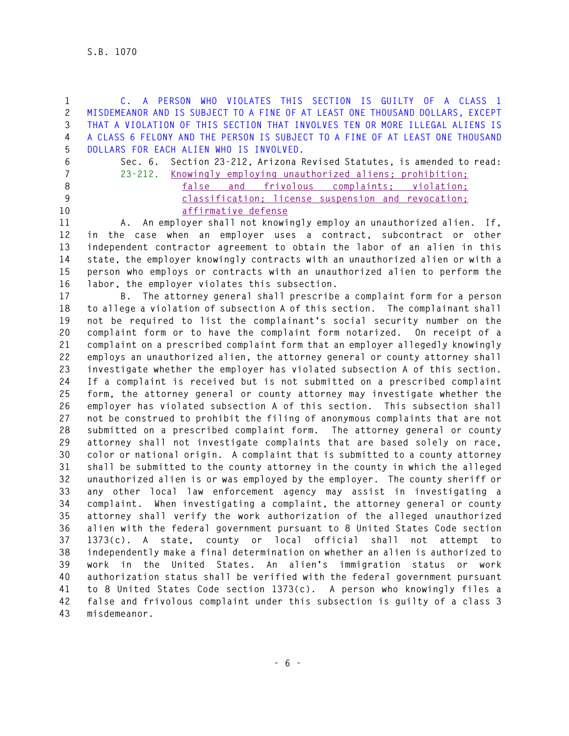C. A PERSON WHO VIOLATES THIS SECTION IS GUILTY OF A CLASS 1 MISDEMEANOR AND IS SUBJECT TO A FINE OF AT LEAST ONE THOUSAND DOLLARS, EXCEPT THAT A VIOLATION OF THIS SECTION THAT INVOLVES TEN OR MORE ILLEGAL ALIENS IS A CLASS 6 FELONY AND THE PERSON IS SUBJECT TO A FINE OF AT LEAST ONE THOUSAND DOLLARS FOR EACH ALIEN WHO IS INVOLVED.

Sec. 6. Section 23-212, Arizona Revised Statutes, is amended to read:

23-212. Knowingly employing unauthorized aliens; prohibition; false and frivolous complaints; violation; classification; license suspension and revocation; affirmative defense

A. An employer shall not knowingly employ an unauthorized alien. If, in the case when an employer uses a contract, subcontract or other independent contractor agreement to obtain the labor of an alien in this state, the employer knowingly contracts with an unauthorized alien or with a person who employs or contracts with an unauthorized alien to perform the labor, the employer violates this subsection.

B. The attorney general shall prescribe a complaint form for a person to allege a violation of subsection A of this section. The complainant shall not be required to list the complainant's social security number on the complaint form or to have the complaint form notarized. On receipt of a complaint on a prescribed complaint form that an employer allegedly knowingly employs an unauthorized alien, the attorney general or county attorney shall investigate whether the employer has violated subsection A of this section. If a complaint is received but is not submitted on a prescribed complaint form, the attorney general or county attorney may investigate whether the employer has violated subsection A of this section. This subsection shall not be construed to prohibit the filing of anonymous complaints that are not submitted on a prescribed complaint form. The attorney general or county attorney shall not investigate complaints that are based solely on race, color or national origin. A complaint that is submitted to a county attorney shall be submitted to the county attorney in the county in which the alleged unauthorized alien is or was employed by the employer. The county sheriff or any other local law enforcement agency may assist in investigating a complaint. When investigating a complaint, the attorney general or county attorney shall verify the work authorization of the alleged unauthorized alien with the federal government pursuant to 8 United States Code section 1373(c). A state, county or local official shall not attempt to independently make a final determination on whether an alien is authorized to work in the United States. An alien's immigration status or work authorization status shall be verified with the federal government pursuant to 8 United States Code section 1373(c). A person who knowingly files a false and frivolous complaint under this subsection is guilty of a class 3 misdemeanor.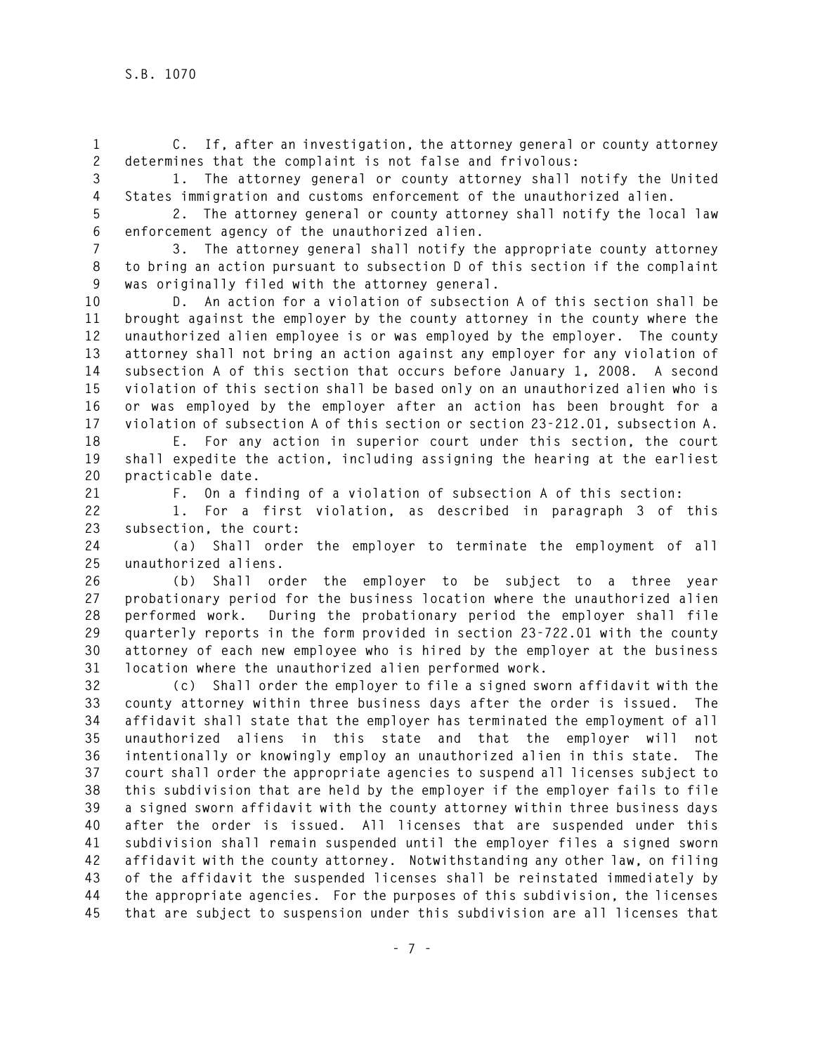C. If, after an investigation, the attorney general or county attorney determines that the complaint is not false and frivolous:

1. The attorney general or county attorney shall notify the United States immigration and customs enforcement of the unauthorized alien.

2. The attorney general or county attorney shall notify the local law enforcement agency of the unauthorized alien.

3. The attorney general shall notify the appropriate county attorney to bring an action pursuant to subsection D of this section if the complaint was originally filed with the attorney general.

D. An action for a violation of subsection A of this section shall be brought against the employer by the county attorney in the county where the unauthorized alien employee is or was employed by the employer. The county attorney shall not bring an action against any employer for any violation of subsection A of this section that occurs before January 1, 2008. A second violation of this section shall be based only on an unauthorized alien who is or was employed by the employer after an action has been brought for a violation of subsection A of this section or section 23-212.01, subsection A.

E. For any action in superior court under this section, the court shall expedite the action, including assigning the hearing at the earliest practicable date.

F. On a finding of a violation of subsection A of this section:

1. For a first violation, as described in paragraph 3 of this subsection, the court:

(a) Shall order the employer to terminate the employment of all unauthorized aliens.

(b) Shall order the employer to be subject to a three year probationary period for the business location where the unauthorized alien performed work. During the probationary period the employer shall file quarterly reports in the form provided in section 23-722.01 with the county attorney of each new employee who is hired by the employer at the business location where the unauthorized alien performed work.

(c) Shall order the employer to file a signed sworn affidavit with the county attorney within three business days after the order is issued. The affidavit shall state that the employer has terminated the employment of all unauthorized aliens in this state and that the employer will not intentionally or knowingly employ an unauthorized alien in this state. The court shall order the appropriate agencies to suspend all licenses subject to this subdivision that are held by the employer if the employer fails to file a signed sworn affidavit with the county attorney within three business days after the order is issued. All licenses that are suspended under this subdivision shall remain suspended until the employer files a signed sworn affidavit with the county attorney. Notwithstanding any other law, on filing of the affidavit the suspended licenses shall be reinstated immediately by the appropriate agencies. For the purposes of this subdivision, the licenses that are subject to suspension under this subdivision are all licenses that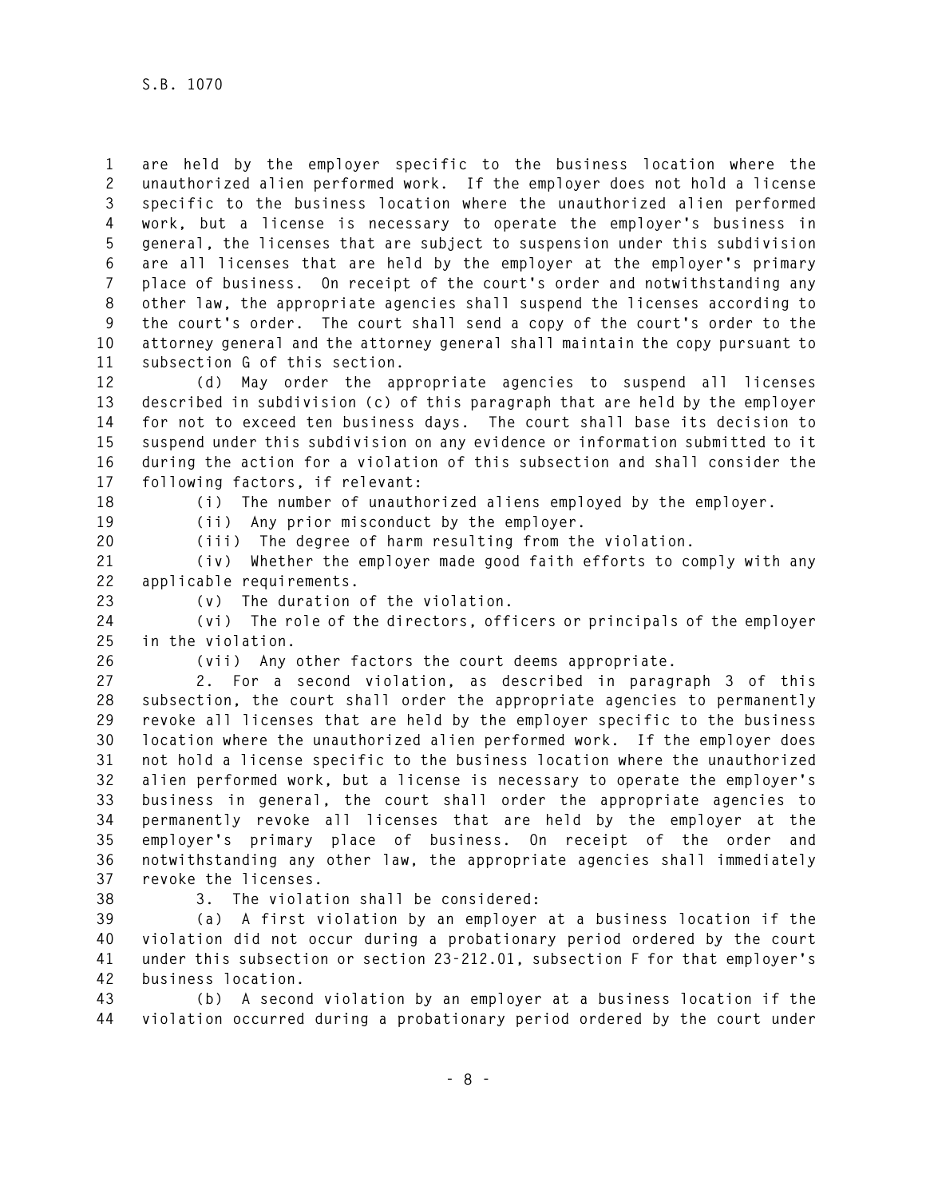are held by the employer specific to the business location where the unauthorized alien performed work. If the employer does not hold a license specific to the business location where the unauthorized alien performed work, but a license is necessary to operate the employer's business in general, the licenses that are subject to suspension under this subdivision are all licenses that are held by the employer at the employer's primary place of business. On receipt of the court's order and notwithstanding any other law, the appropriate agencies shall suspend the licenses according to the court's order. The court shall send a copy of the court's order to the attorney general and the attorney general shall maintain the copy pursuant to subsection G of this section.

(d) May order the appropriate agencies to suspend all licenses described in subdivision (c) of this paragraph that are held by the employer for not to exceed ten business days. The court shall base its decision to suspend under this subdivision on any evidence or information submitted to it during the action for a violation of this subsection and shall consider the following factors, if relevant:

(i) The number of unauthorized aliens employed by the employer.

(ii) Any prior misconduct by the employer.

(iii) The degree of harm resulting from the violation.

(iv) Whether the employer made good faith efforts to comply with any applicable requirements.

(v) The duration of the violation.

(vi) The role of the directors, officers or principals of the employer in the violation.

(vii) Any other factors the court deems appropriate.

2. For a second violation, as described in paragraph 3 of this subsection, the court shall order the appropriate agencies to permanently revoke all licenses that are held by the employer specific to the business location where the unauthorized alien performed work. If the employer does not hold a license specific to the business location where the unauthorized alien performed work, but a license is necessary to operate the employer's business in general, the court shall order the appropriate agencies to permanently revoke all licenses that are held by the employer at the employer's primary place of business. On receipt of the order and notwithstanding any other law, the appropriate agencies shall immediately revoke the licenses.

3. The violation shall be considered:

(a) A first violation by an employer at a business location if the violation did not occur during a probationary period ordered by the court under this subsection or section 23-212.01, subsection F for that employer's business location.

(b) A second violation by an employer at a business location if the violation occurred during a probationary period ordered by the court under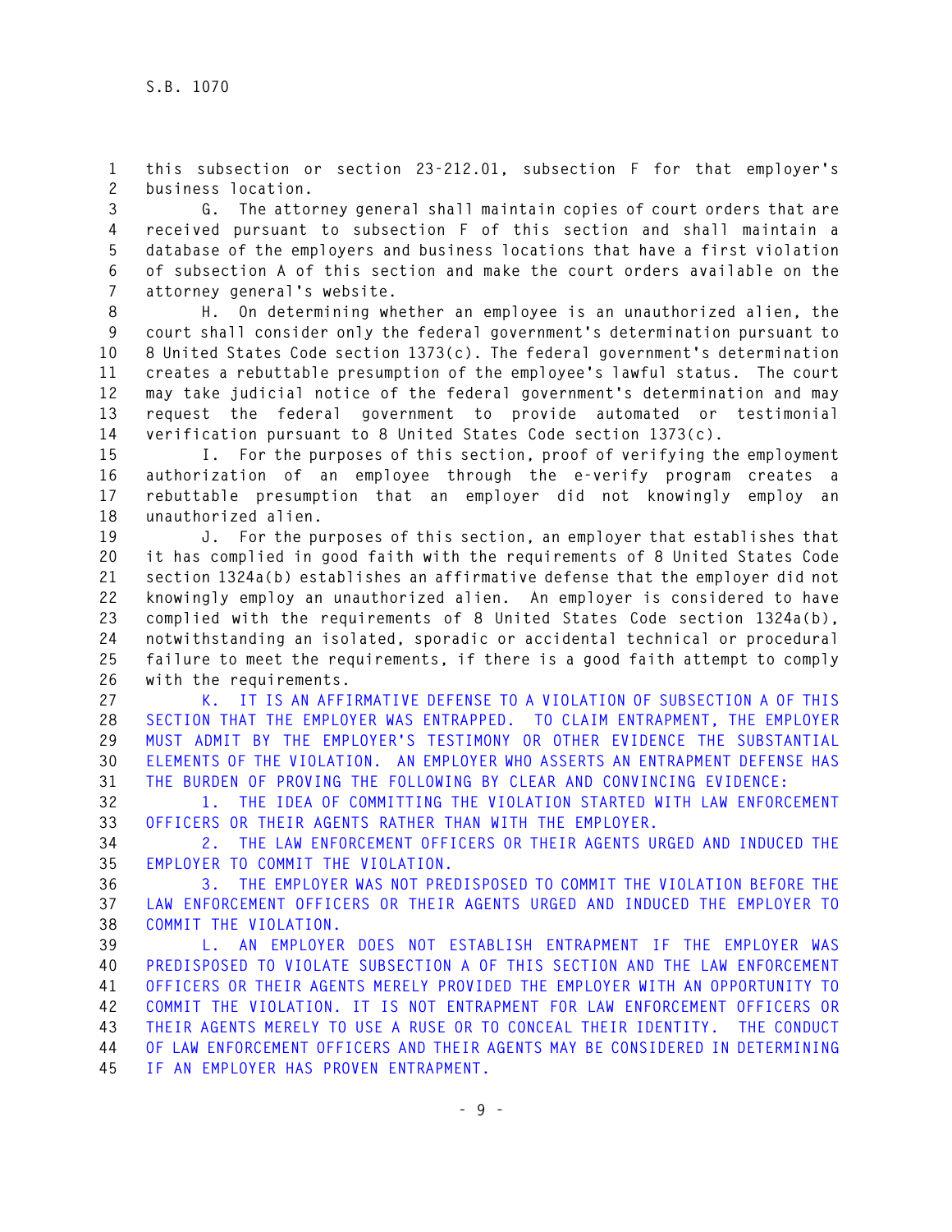this subsection or section 23-212.01, subsection F for that employer's business location.

G. The attorney general shall maintain copies of court orders that are received pursuant to subsection F of this section and shall maintain a database of the employers and business locations that have a first violation of subsection A of this section and make the court orders available on the attorney general's website.

H. On determining whether an employee is an unauthorized alien, the court shall consider only the federal government's determination pursuant to 8 United States Code section 1373(c). The federal government's determination creates a rebuttable presumption of the employee's lawful status. The court may take judicial notice of the federal government's determination and may request the federal government to provide automated or testimonial verification pursuant to 8 United States Code section 1373(c).

I. For the purposes of this section, proof of verifying the employment authorization of an employee through the e-verify program creates a rebuttable presumption that an employer did not knowingly employ an unauthorized alien.

J. For the purposes of this section, an employer that establishes that it has complied in good faith with the requirements of 8 United States Code section 1324a(b) establishes an affirmative defense that the employer did not knowingly employ an unauthorized alien. An employer is considered to have complied with the requirements of 8 United States Code section 1324a(b), notwithstanding an isolated, sporadic or accidental technical or procedural failure to meet the requirements, if there is a good faith attempt to comply with the requirements.

K. IT IS AN AFFIRMATIVE DEFENSE TO A VIOLATION OF SUBSECTION A OF THIS SECTION THAT THE EMPLOYER WAS ENTRAPPED. TO CLAIM ENTRAPMENT, THE EMPLOYER MUST ADMIT BY THE EMPLOYER'S TESTIMONY OR OTHER EVIDENCE THE SUBSTANTIAL ELEMENTS OF THE VIOLATION. AN EMPLOYER WHO ASSERTS AN ENTRAPMENT DEFENSE HAS THE BURDEN OF PROVING THE FOLLOWING BY CLEAR AND CONVINCING EVIDENCE:

1. THE IDEA OF COMMITTING THE VIOLATION STARTED WITH LAW ENFORCEMENT OFFICERS OR THEIR AGENTS RATHER THAN WITH THE EMPLOYER.

2. THE LAW ENFORCEMENT OFFICERS OR THEIR AGENTS URGED AND INDUCED THE EMPLOYER TO COMMIT THE VIOLATION.

3. THE EMPLOYER WAS NOT PREDISPOSED TO COMMIT THE VIOLATION BEFORE THE LAW ENFORCEMENT OFFICERS OR THEIR AGENTS URGED AND INDUCED THE EMPLOYER TO COMMIT THE VIOLATION.

L. AN EMPLOYER DOES NOT ESTABLISH ENTRAPMENT IF THE EMPLOYER WAS PREDISPOSED TO VIOLATE SUBSECTION A OF THIS SECTION AND THE LAW ENFORCEMENT OFFICERS OR THEIR AGENTS MERELY PROVIDED THE EMPLOYER WITH AN OPPORTUNITY TO COMMIT THE VIOLATION. IT IS NOT ENTRAPMENT FOR LAW ENFORCEMENT OFFICERS OR THEIR AGENTS MERELY TO USE A RUSE OR TO CONCEAL THEIR IDENTITY. THE CONDUCT OF LAW ENFORCEMENT OFFICERS AND THEIR AGENTS MAY BE CONSIDERED IN DETERMINING IF AN EMPLOYER HAS PROVEN ENTRAPMENT.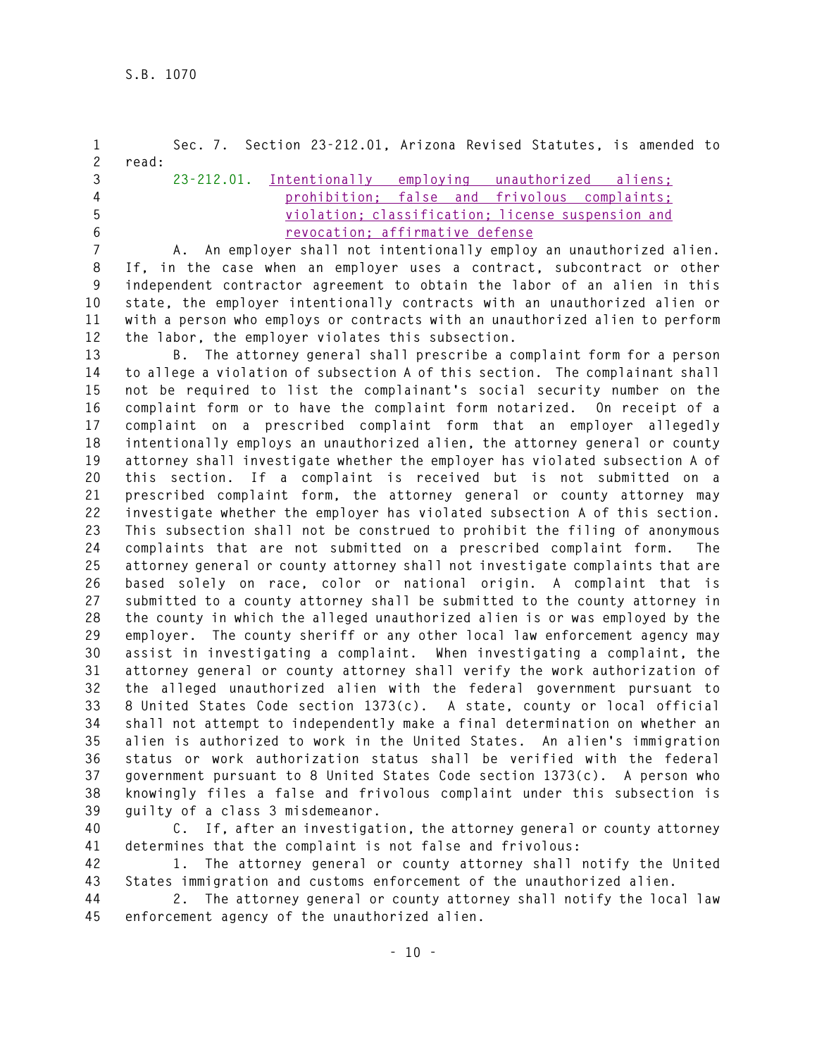Sec. 7. Section 23-212.01, Arizona Revised Statutes, is amended to read:

23-212.01. Intentionally employing unauthorized aliens; prohibition; false and frivolous complaints; violation; classification; license suspension and revocation; affirmative defense

A. An employer shall not intentionally employ an unauthorized alien. If, in the case when an employer uses a contract, subcontract or other independent contractor agreement to obtain the labor of an alien in this state, the employer intentionally contracts with an unauthorized alien or with a person who employs or contracts with an unauthorized alien to perform the labor, the employer violates this subsection.

B. The attorney general shall prescribe a complaint form for a person to allege a violation of subsection A of this section. The complainant shall not be required to list the complainant's social security number on the complaint form or to have the complaint form notarized. On receipt of a complaint on a prescribed complaint form that an employer allegedly intentionally employs an unauthorized alien, the attorney general or county attorney shall investigate whether the employer has violated subsection A of this section. If a complaint is received but is not submitted on a prescribed complaint form, the attorney general or county attorney may investigate whether the employer has violated subsection A of this section. This subsection shall not be construed to prohibit the filing of anonymous complaints that are not submitted on a prescribed complaint form. The attorney general or county attorney shall not investigate complaints that are based solely on race, color or national origin. A complaint that is submitted to a county attorney shall be submitted to the county attorney in the county in which the alleged unauthorized alien is or was employed by the employer. The county sheriff or any other local law enforcement agency may assist in investigating a complaint. When investigating a complaint, the attorney general or county attorney shall verify the work authorization of the alleged unauthorized alien with the federal government pursuant to 8 United States Code section 1373(c). A state, county or local official shall not attempt to independently make a final determination on whether an alien is authorized to work in the United States. An alien's immigration status or work authorization status shall be verified with the federal government pursuant to 8 United States Code section 1373(c). A person who knowingly files a false and frivolous complaint under this subsection is guilty of a class 3 misdemeanor.

C. If, after an investigation, the attorney general or county attorney determines that the complaint is not false and frivolous:

1. The attorney general or county attorney shall notify the United States immigration and customs enforcement of the unauthorized alien.

2. The attorney general or county attorney shall notify the local law enforcement agency of the unauthorized alien.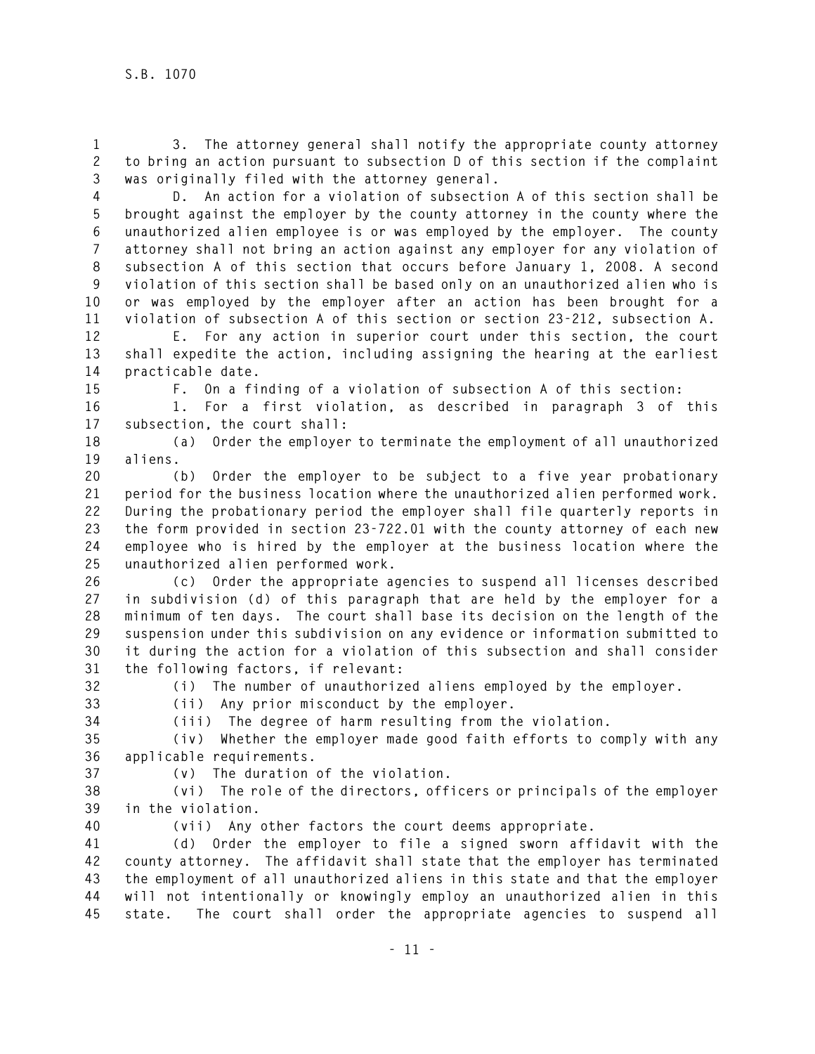3. The attorney general shall notify the appropriate county attorney to bring an action pursuant to subsection D of this section if the complaint was originally filed with the attorney general.

D. An action for a violation of subsection A of this section shall be brought against the employer by the county attorney in the county where the unauthorized alien employee is or was employed by the employer. The county attorney shall not bring an action against any employer for any violation of subsection A of this section that occurs before January 1, 2008. A second violation of this section shall be based only on an unauthorized alien who is or was employed by the employer after an action has been brought for a violation of subsection A of this section or section 23-212, subsection A.

E. For any action in superior court under this section, the court shall expedite the action, including assigning the hearing at the earliest practicable date.

F. On a finding of a violation of subsection A of this section:

1. For a first violation, as described in paragraph 3 of this subsection, the court shall:

(a) Order the employer to terminate the employment of all unauthorized aliens.

(b) Order the employer to be subject to a five year probationary period for the business location where the unauthorized alien performed work. During the probationary period the employer shall file quarterly reports in the form provided in section 23-722.01 with the county attorney of each new employee who is hired by the employer at the business location where the unauthorized alien performed work.

(c) Order the appropriate agencies to suspend all licenses described in subdivision (d) of this paragraph that are held by the employer for a minimum of ten days. The court shall base its decision on the length of the suspension under this subdivision on any evidence or information submitted to it during the action for a violation of this subsection and shall consider the following factors, if relevant:

(i) The number of unauthorized aliens employed by the employer.

(ii) Any prior misconduct by the employer.

(iii) The degree of harm resulting from the violation.

(iv) Whether the employer made good faith efforts to comply with any applicable requirements.

(v) The duration of the violation.

(vi) The role of the directors, officers or principals of the employer in the violation.

(vii) Any other factors the court deems appropriate.

(d) Order the employer to file a signed sworn affidavit with the county attorney. The affidavit shall state that the employer has terminated the employment of all unauthorized aliens in this state and that the employer will not intentionally or knowingly employ an unauthorized alien in this state. The court shall order the appropriate agencies to suspend all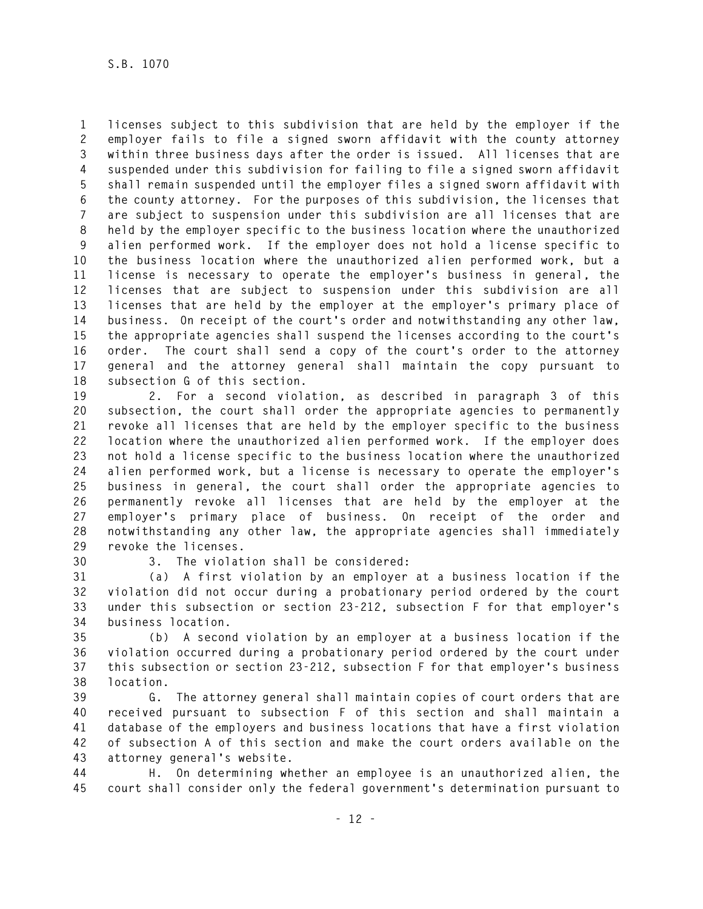licenses subject to this subdivision that are held by the employer if the employer fails to file a signed sworn affidavit with the county attorney within three business days after the order is issued. All licenses that are suspended under this subdivision for failing to file a signed sworn affidavit shall remain suspended until the employer files a signed sworn affidavit with the county attorney. For the purposes of this subdivision, the licenses that are subject to suspension under this subdivision are all licenses that are held by the employer specific to the business location where the unauthorized alien performed work. If the employer does not hold a license specific to the business location where the unauthorized alien performed work, but a license is necessary to operate the employer's business in general, the licenses that are subject to suspension under this subdivision are all licenses that are held by the employer at the employer's primary place of business. On receipt of the court's order and notwithstanding any other law, the appropriate agencies shall suspend the licenses according to the court's order. The court shall send a copy of the court's order to the attorney general and the attorney general shall maintain the copy pursuant to subsection G of this section.

2. For a second violation, as described in paragraph 3 of this subsection, the court shall order the appropriate agencies to permanently revoke all licenses that are held by the employer specific to the business location where the unauthorized alien performed work. If the employer does not hold a license specific to the business location where the unauthorized alien performed work, but a license is necessary to operate the employer's business in general, the court shall order the appropriate agencies to permanently revoke all licenses that are held by the employer at the employer's primary place of business. On receipt of the order and notwithstanding any other law, the appropriate agencies shall immediately revoke the licenses.

3. The violation shall be considered:

(a) A first violation by an employer at a business location if the violation did not occur during a probationary period ordered by the court under this subsection or section 23-212, subsection F for that employer's business location.

(b) A second violation by an employer at a business location if the violation occurred during a probationary period ordered by the court under this subsection or section 23-212, subsection F for that employer's business location.

G. The attorney general shall maintain copies of court orders that are received pursuant to subsection F of this section and shall maintain a database of the employers and business locations that have a first violation of subsection A of this section and make the court orders available on the attorney general's website.

H. On determining whether an employee is an unauthorized alien, the court shall consider only the federal government's determination pursuant to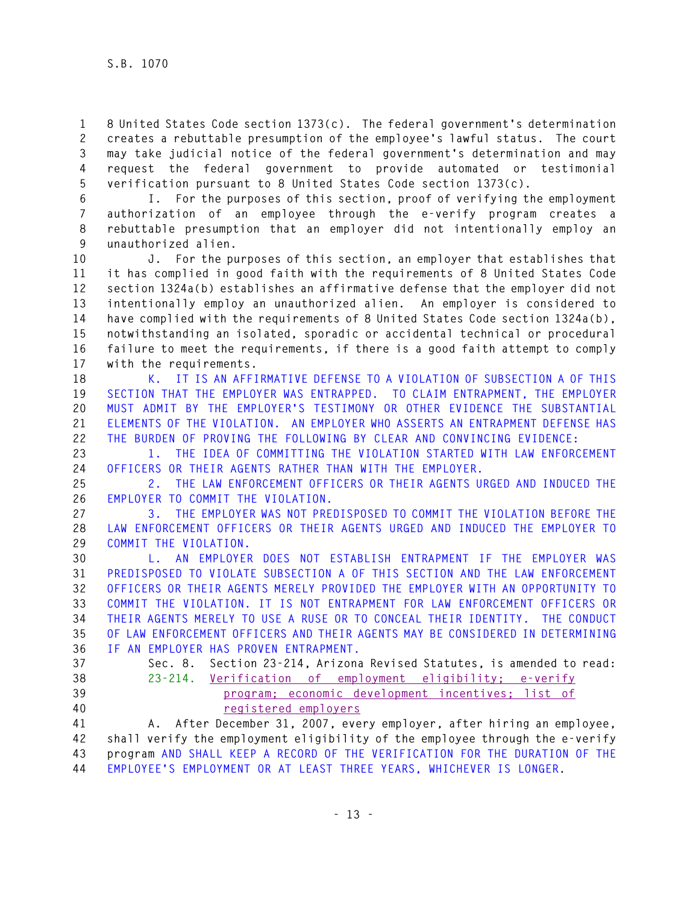8 United States Code section 1373(c). The federal government's determination creates a rebuttable presumption of the employee's lawful status. The court may take judicial notice of the federal government's determination and may request the federal government to provide automated or testimonial verification pursuant to 8 United States Code section 1373(c).

I. For the purposes of this section, proof of verifying the employment authorization of an employee through the e-verify program creates a rebuttable presumption that an employer did not intentionally employ an unauthorized alien.

J. For the purposes of this section, an employer that establishes that it has complied in good faith with the requirements of 8 United States Code section 1324a(b) establishes an affirmative defense that the employer did not intentionally employ an unauthorized alien. An employer is considered to have complied with the requirements of 8 United States Code section 1324a(b), notwithstanding an isolated, sporadic or accidental technical or procedural failure to meet the requirements, if there is a good faith attempt to comply with the requirements.

K. IT IS AN AFFIRMATIVE DEFENSE TO A VIOLATION OF SUBSECTION A OF THIS SECTION THAT THE EMPLOYER WAS ENTRAPPED. TO CLAIM ENTRAPMENT, THE EMPLOYER MUST ADMIT BY THE EMPLOYER'S TESTIMONY OR OTHER EVIDENCE THE SUBSTANTIAL ELEMENTS OF THE VIOLATION. AN EMPLOYER WHO ASSERTS AN ENTRAPMENT DEFENSE HAS THE BURDEN OF PROVING THE FOLLOWING BY CLEAR AND CONVINCING EVIDENCE:

1. THE IDEA OF COMMITTING THE VIOLATION STARTED WITH LAW ENFORCEMENT OFFICERS OR THEIR AGENTS RATHER THAN WITH THE EMPLOYER.

2. THE LAW ENFORCEMENT OFFICERS OR THEIR AGENTS URGED AND INDUCED THE EMPLOYER TO COMMIT THE VIOLATION.

3. THE EMPLOYER WAS NOT PREDISPOSED TO COMMIT THE VIOLATION BEFORE THE LAW ENFORCEMENT OFFICERS OR THEIR AGENTS URGED AND INDUCED THE EMPLOYER TO COMMIT THE VIOLATION.

L. AN EMPLOYER DOES NOT ESTABLISH ENTRAPMENT IF THE EMPLOYER WAS PREDISPOSED TO VIOLATE SUBSECTION A OF THIS SECTION AND THE LAW ENFORCEMENT OFFICERS OR THEIR AGENTS MERELY PROVIDED THE EMPLOYER WITH AN OPPORTUNITY TO COMMIT THE VIOLATION. IT IS NOT ENTRAPMENT FOR LAW ENFORCEMENT OFFICERS OR THEIR AGENTS MERELY TO USE A RUSE OR TO CONCEAL THEIR IDENTITY. THE CONDUCT OF LAW ENFORCEMENT OFFICERS AND THEIR AGENTS MAY BE CONSIDERED IN DETERMINING IF AN EMPLOYER HAS PROVEN ENTRAPMENT.

Sec. 8. Section 23-214, Arizona Revised Statutes, is amended to read:

23-214. Verification of employment eligibility; e-verify program; economic development incentives; list of registered employers

A. After December 31, 2007, every employer, after hiring an employee, shall verify the employment eligibility of the employee through the e-verify program AND SHALL KEEP A RECORD OF THE VERIFICATION FOR THE DURATION OF THE EMPLOYEE'S EMPLOYMENT OR AT LEAST THREE YEARS, WHICHEVER IS LONGER.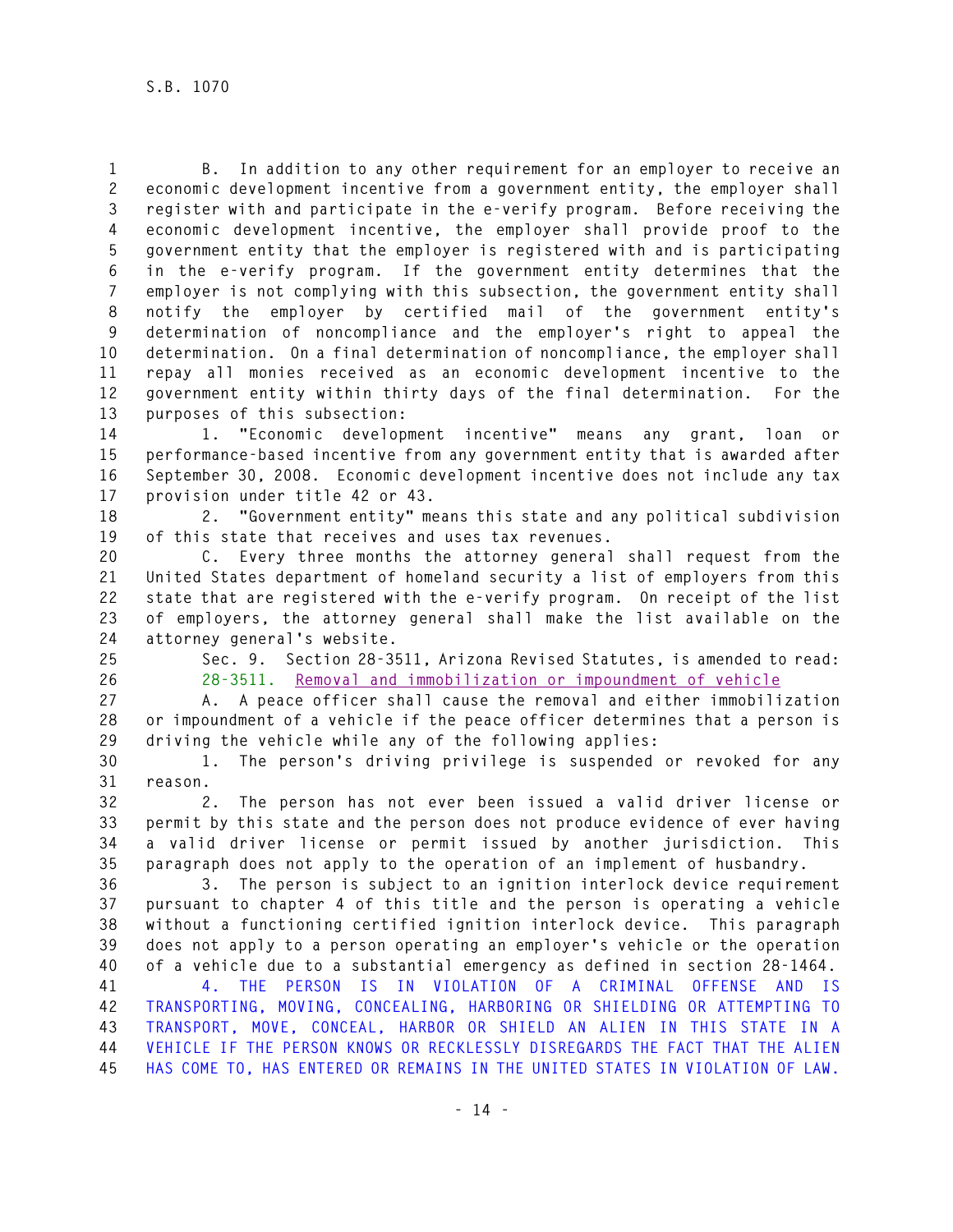B. In addition to any other requirement for an employer to receive an economic development incentive from a government entity, the employer shall register with and participate in the e-verify program. Before receiving the economic development incentive, the employer shall provide proof to the government entity that the employer is registered with and is participating in the e-verify program. If the government entity determines that the employer is not complying with this subsection, the government entity shall notify the employer by certified mail of the government entity's determination of noncompliance and the employer's right to appeal the determination. On a final determination of noncompliance, the employer shall repay all monies received as an economic development incentive to the government entity within thirty days of the final determination. For the purposes of this subsection:

1. "Economic development incentive" means any grant, loan or performance-based incentive from any government entity that is awarded after September 30, 2008. Economic development incentive does not include any tax provision under title 42 or 43.

2. "Government entity" means this state and any political subdivision of this state that receives and uses tax revenues.

C. Every three months the attorney general shall request from the United States department of homeland security a list of employers from this state that are registered with the e-verify program. On receipt of the list of employers, the attorney general shall make the list available on the attorney general's website.

Sec. 9. Section 28-3511, Arizona Revised Statutes, is amended to read:

28-3511. Removal and immobilization or impoundment of vehicle

A. A peace officer shall cause the removal and either immobilization or impoundment of a vehicle if the peace officer determines that a person is driving the vehicle while any of the following applies:

1. The person's driving privilege is suspended or revoked for any reason.

2. The person has not ever been issued a valid driver license or permit by this state and the person does not produce evidence of ever having a valid driver license or permit issued by another jurisdiction. This paragraph does not apply to the operation of an implement of husbandry.

3. The person is subject to an ignition interlock device requirement pursuant to chapter 4 of this title and the person is operating a vehicle without a functioning certified ignition interlock device. This paragraph does not apply to a person operating an employer's vehicle or the operation of a vehicle due to a substantial emergency as defined in section 28-1464.

4. THE PERSON IS IN VIOLATION OF A CRIMINAL OFFENSE AND IS TRANSPORTING, MOVING, CONCEALING, HARBORING OR SHIELDING OR ATTEMPTING TO TRANSPORT, MOVE, CONCEAL, HARBOR OR SHIELD AN ALIEN IN THIS STATE IN A VEHICLE IF THE PERSON KNOWS OR RECKLESSLY DISREGARDS THE FACT THAT THE ALIEN HAS COME TO, HAS ENTERED OR REMAINS IN THE UNITED STATES IN VIOLATION OF LAW.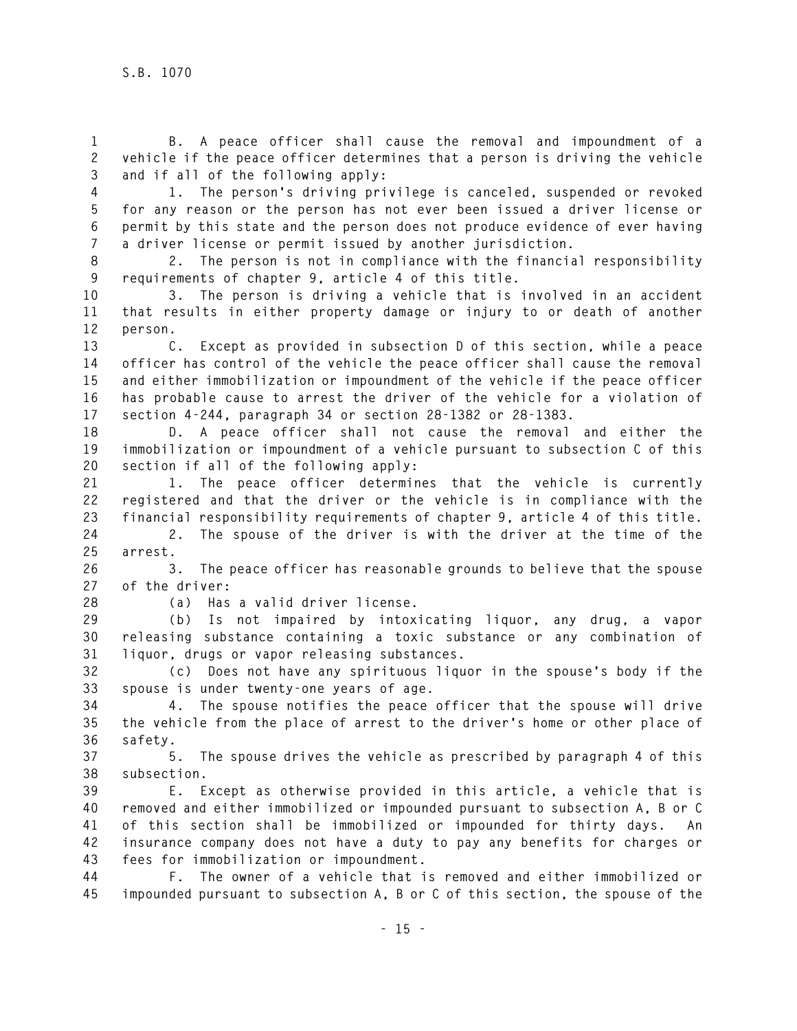B. A peace officer shall cause the removal and impoundment of a vehicle if the peace officer determines that a person is driving the vehicle and if all of the following apply:

1. The person's driving privilege is canceled, suspended or revoked for any reason or the person has not ever been issued a driver license or permit by this state and the person does not produce evidence of ever having a driver license or permit issued by another jurisdiction.

2. The person is not in compliance with the financial responsibility requirements of chapter 9, article 4 of this title.

3. The person is driving a vehicle that is involved in an accident that results in either property damage or injury to or death of another person.

C. Except as provided in subsection D of this section, while a peace officer has control of the vehicle the peace officer shall cause the removal and either immobilization or impoundment of the vehicle if the peace officer has probable cause to arrest the driver of the vehicle for a violation of section 4-244, paragraph 34 or section 28-1382 or 28-1383.

D. A peace officer shall not cause the removal and either the immobilization or impoundment of a vehicle pursuant to subsection C of this section if all of the following apply:

1. The peace officer determines that the vehicle is currently registered and that the driver or the vehicle is in compliance with the financial responsibility requirements of chapter 9, article 4 of this title.

2. The spouse of the driver is with the driver at the time of the arrest.

3. The peace officer has reasonable grounds to believe that the spouse of the driver:

(a) Has a valid driver license.

(b) Is not impaired by intoxicating liquor, any drug, a vapor releasing substance containing a toxic substance or any combination of liquor, drugs or vapor releasing substances.

(c) Does not have any spirituous liquor in the spouse's body if the spouse is under twenty-one years of age.

4. The spouse notifies the peace officer that the spouse will drive the vehicle from the place of arrest to the driver's home or other place of safety.

5. The spouse drives the vehicle as prescribed by paragraph 4 of this subsection.

E. Except as otherwise provided in this article, a vehicle that is removed and either immobilized or impounded pursuant to subsection A, B or C of this section shall be immobilized or impounded for thirty days. An insurance company does not have a duty to pay any benefits for charges or fees for immobilization or impoundment.

F. The owner of a vehicle that is removed and either immobilized or impounded pursuant to subsection A, B or C of this section, the spouse of the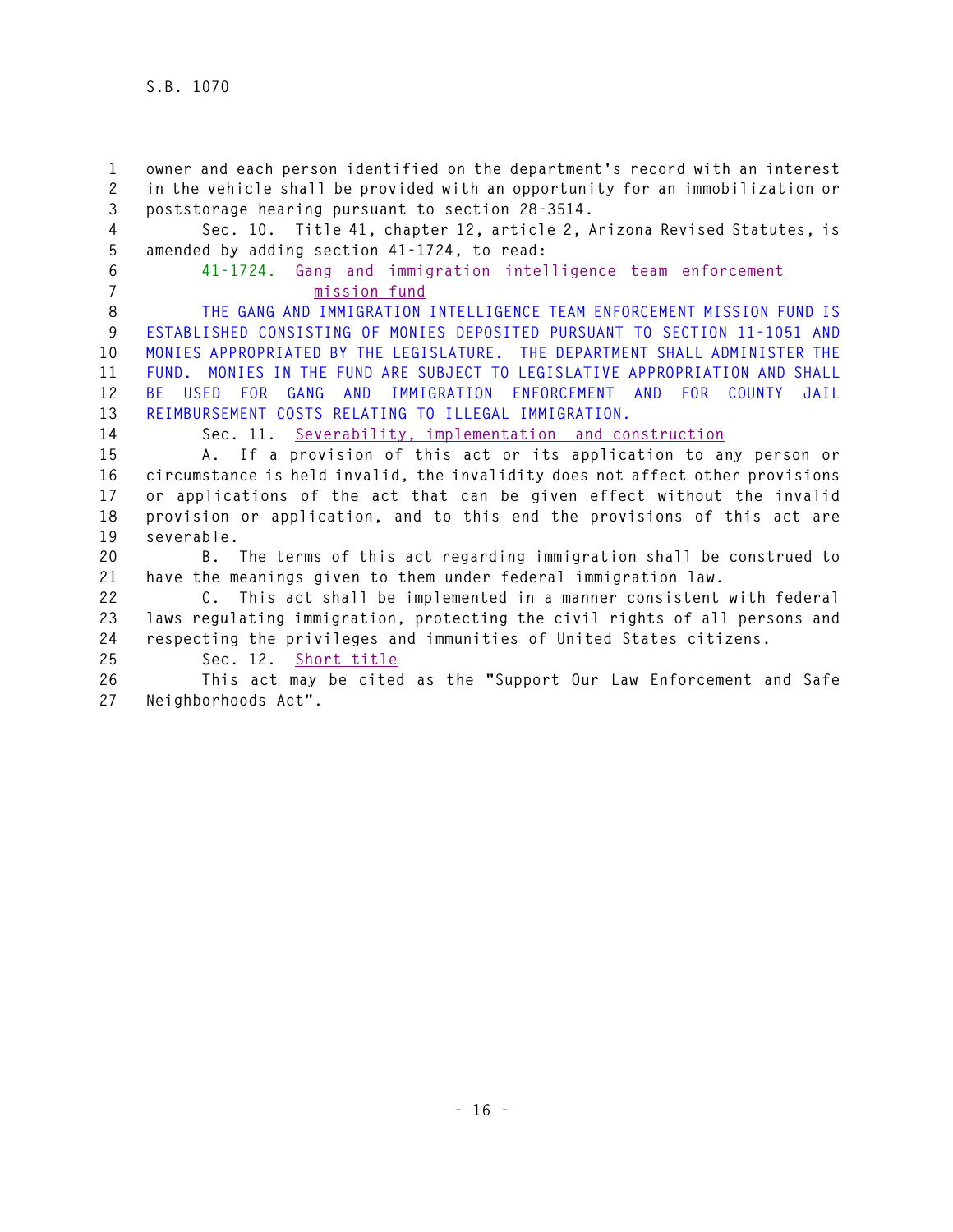owner and each person identified on the department's record with an interest in the vehicle shall be provided with an opportunity for an immobilization or poststorage hearing pursuant to section 28-3514.

Sec. 10. Title 41, chapter 12, article 2, Arizona Revised Statutes, is amended by adding section 41-1724, to read:

41-1724. Gang and immigration intelligence team enforcement mission fund

THE GANG AND IMMIGRATION INTELLIGENCE TEAM ENFORCEMENT MISSION FUND IS ESTABLISHED CONSISTING OF MONIES DEPOSITED PURSUANT TO SECTION 11-1051 AND MONIES APPROPRIATED BY THE LEGISLATURE. THE DEPARTMENT SHALL ADMINISTER THE FUND. MONIES IN THE FUND ARE SUBJECT TO LEGISLATIVE APPROPRIATION AND SHALL BE USED FOR GANG AND IMMIGRATION ENFORCEMENT AND FOR COUNTY JAIL REIMBURSEMENT COSTS RELATING TO ILLEGAL IMMIGRATION.

Sec. 11. Severability, implementation and construction

A. If a provision of this act or its application to any person or circumstance is held invalid, the invalidity does not affect other provisions or applications of the act that can be given effect without the invalid provision or application, and to this end the provisions of this act are severable.

B. The terms of this act regarding immigration shall be construed to have the meanings given to them under federal immigration law.

C. This act shall be implemented in a manner consistent with federal laws regulating immigration, protecting the civil rights of all persons and respecting the privileges and immunities of United States citizens.

Sec. 12. Short title

This act may be cited as the "Support Our Law Enforcement and Safe Neighborhoods Act".